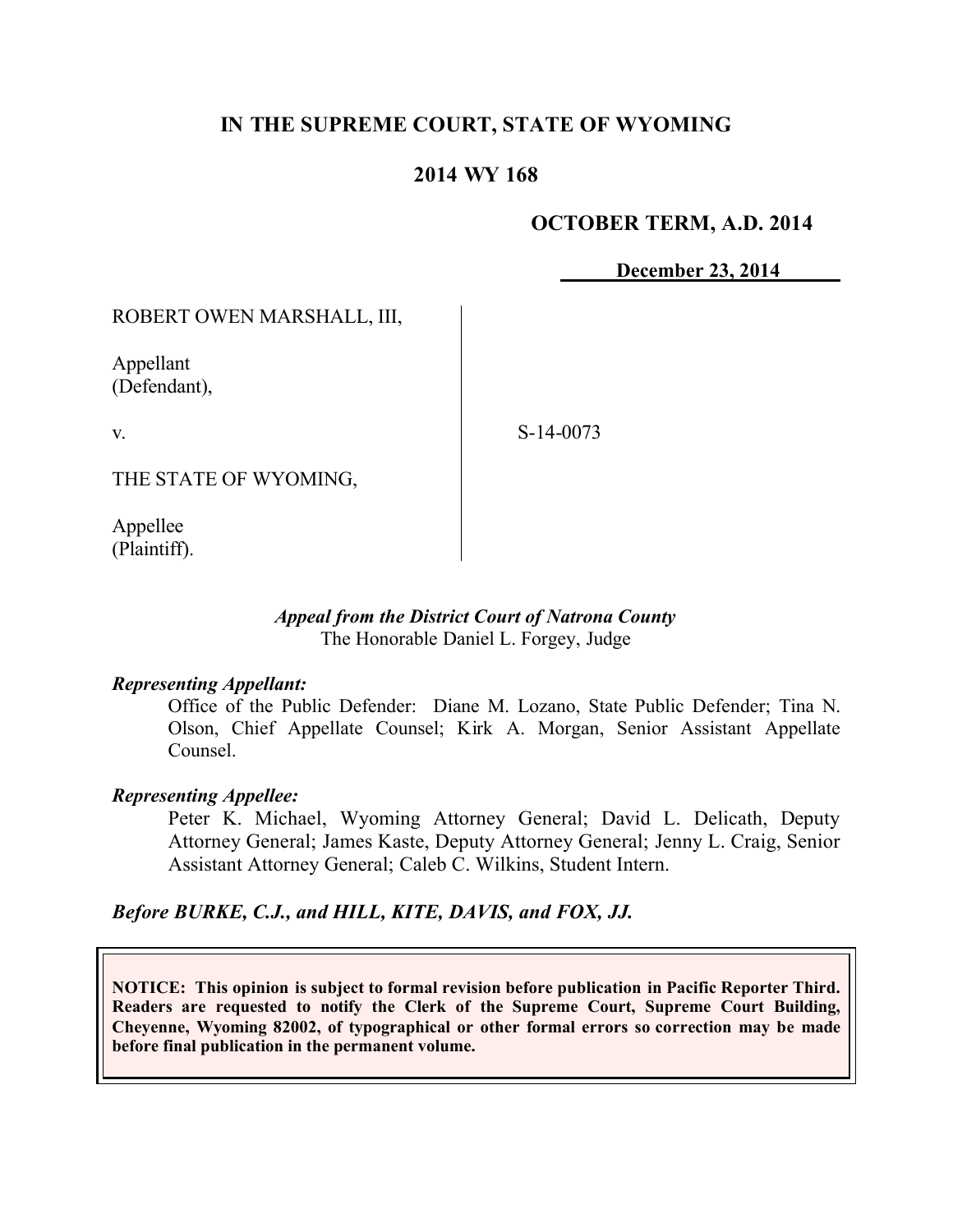# IN THE SUPREME COURT, STATE OF WYOMING

## 2014 WY 168

**OCTOBER TERM, A.D. 2014**

**December 23, 2014**

ROBERT OWEN MARSHALL, III,

Appellant
(Defendant),

v.

THE STATE OF WYOMING,

Appellee
(Plaintiff).

S-14-0073

*Appeal from the District Court of Natrona County*
The Honorable Daniel L. Forgey, Judge

***Representing Appellant:***

Office of the Public Defender: Diane M. Lozano, State Public Defender; Tina N. Olson, Chief Appellate Counsel; Kirk A. Morgan, Senior Assistant Appellate Counsel.

***Representing Appellee:***

Peter K. Michael, Wyoming Attorney General; David L. Delicath, Deputy Attorney General; James Kaste, Deputy Attorney General; Jenny L. Craig, Senior Assistant Attorney General; Caleb C. Wilkins, Student Intern.

***Before BURKE, C.J., and HILL, KITE, DAVIS, and FOX, JJ.***

**NOTICE: This opinion is subject to formal revision before publication in Pacific Reporter Third. Readers are requested to notify the Clerk of the Supreme Court, Supreme Court Building, Cheyenne, Wyoming 82002, of typographical or other formal errors so correction may be made before final publication in the permanent volume.**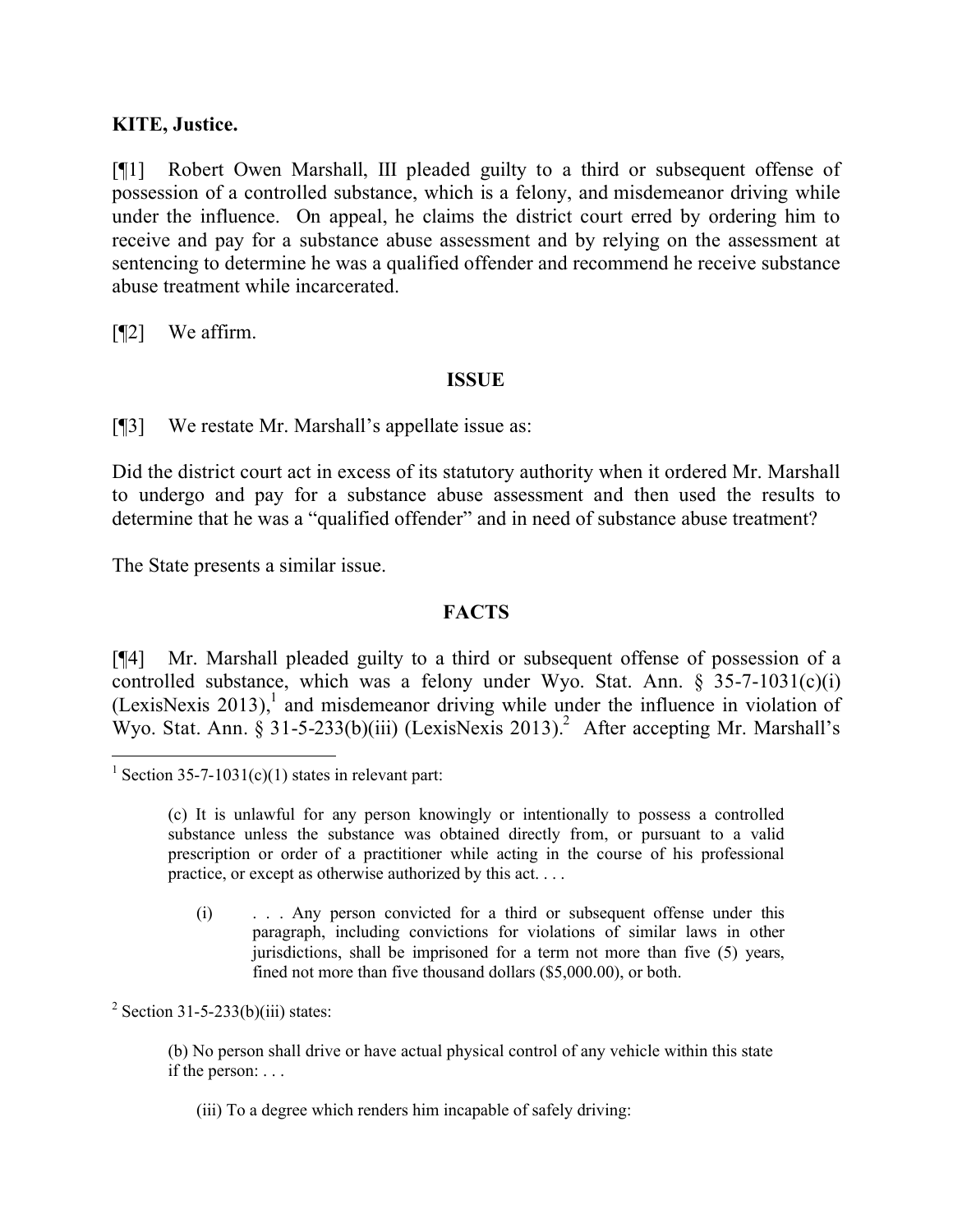**KITE, Justice.**

[¶1] Robert Owen Marshall, III pleaded guilty to a third or subsequent offense of possession of a controlled substance, which is a felony, and misdemeanor driving while under the influence. On appeal, he claims the district court erred by ordering him to receive and pay for a substance abuse assessment and by relying on the assessment at sentencing to determine he was a qualified offender and recommend he receive substance abuse treatment while incarcerated.

[¶2] We affirm.

## ISSUE

[¶3] We restate Mr. Marshall's appellate issue as:

Did the district court act in excess of its statutory authority when it ordered Mr. Marshall to undergo and pay for a substance abuse assessment and then used the results to determine that he was a "qualified offender" and in need of substance abuse treatment?

The State presents a similar issue.

## FACTS

[¶4] Mr. Marshall pleaded guilty to a third or subsequent offense of possession of a controlled substance, which was a felony under Wyo. Stat. Ann. § 35-7-1031(c)(i) (LexisNexis 2013),[1] and misdemeanor driving while under the influence in violation of Wyo. Stat. Ann. § 31-5-233(b)(iii) (LexisNexis 2013).[2] After accepting Mr. Marshall's

---

[1] Section 35-7-1031(c)(1) states in relevant part:

> (c) It is unlawful for any person knowingly or intentionally to possess a controlled substance unless the substance was obtained directly from, or pursuant to a valid prescription or order of a practitioner while acting in the course of his professional practice, or except as otherwise authorized by this act. . . .
>
> (i) . . . Any person convicted for a third or subsequent offense under this paragraph, including convictions for violations of similar laws in other jurisdictions, shall be imprisoned for a term not more than five (5) years, fined not more than five thousand dollars ($5,000.00), or both.

[2] Section 31-5-233(b)(iii) states:

> (b) No person shall drive or have actual physical control of any vehicle within this state if the person: . . .
>
> (iii) To a degree which renders him incapable of safely driving: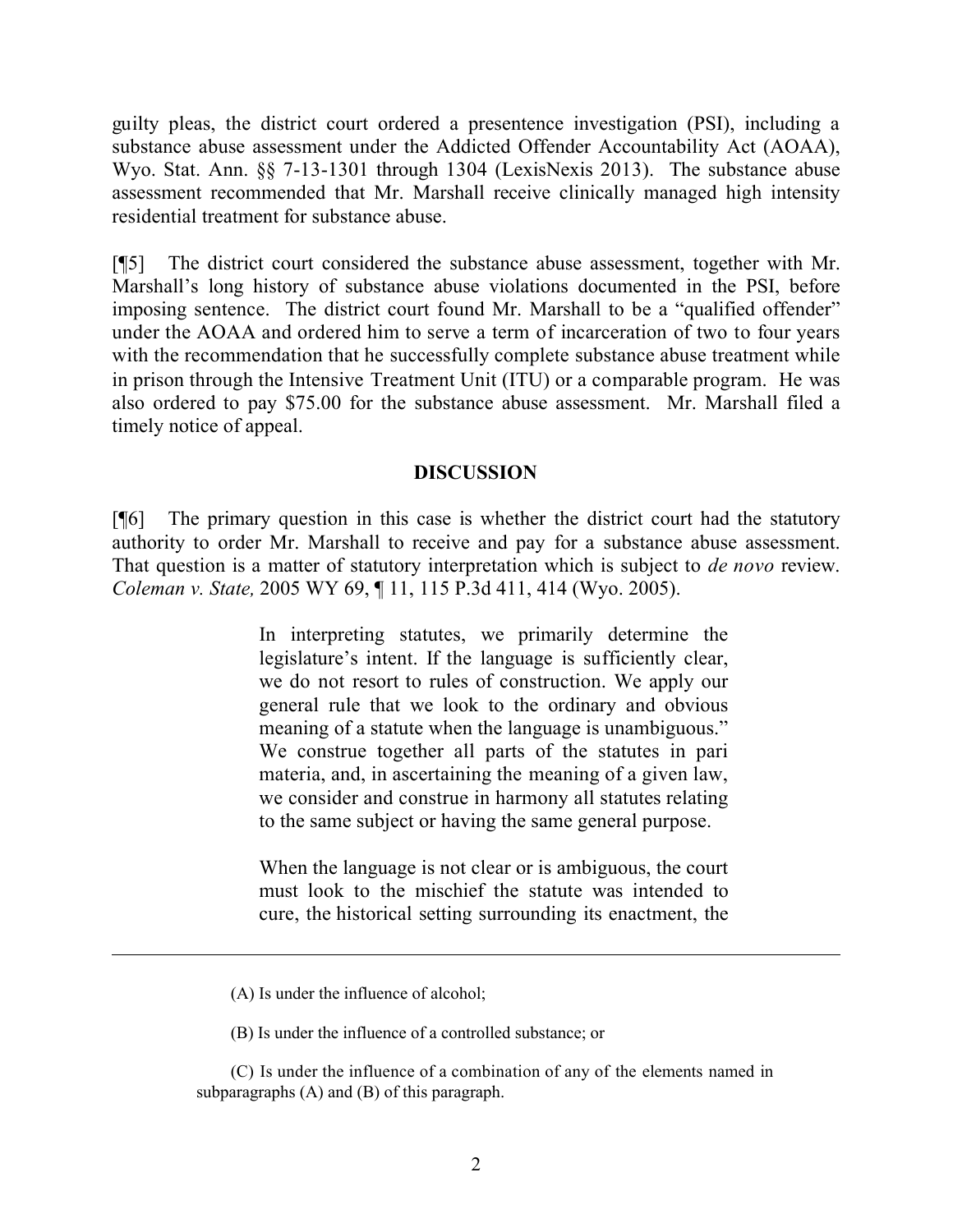guilty pleas, the district court ordered a presentence investigation (PSI), including a substance abuse assessment under the Addicted Offender Accountability Act (AOAA), Wyo. Stat. Ann. §§ 7-13-1301 through 1304 (LexisNexis 2013). The substance abuse assessment recommended that Mr. Marshall receive clinically managed high intensity residential treatment for substance abuse.

[¶5] The district court considered the substance abuse assessment, together with Mr. Marshall's long history of substance abuse violations documented in the PSI, before imposing sentence. The district court found Mr. Marshall to be a "qualified offender" under the AOAA and ordered him to serve a term of incarceration of two to four years with the recommendation that he successfully complete substance abuse treatment while in prison through the Intensive Treatment Unit (ITU) or a comparable program. He was also ordered to pay $75.00 for the substance abuse assessment. Mr. Marshall filed a timely notice of appeal.

## DISCUSSION

[¶6] The primary question in this case is whether the district court had the statutory authority to order Mr. Marshall to receive and pay for a substance abuse assessment. That question is a matter of statutory interpretation which is subject to *de novo* review. *Coleman v. State,* 2005 WY 69, ¶ 11, 115 P.3d 411, 414 (Wyo. 2005).

> In interpreting statutes, we primarily determine the legislature's intent. If the language is sufficiently clear, we do not resort to rules of construction. We apply our general rule that we look to the ordinary and obvious meaning of a statute when the language is unambiguous." We construe together all parts of the statutes in pari materia, and, in ascertaining the meaning of a given law, we consider and construe in harmony all statutes relating to the same subject or having the same general purpose.
>
> When the language is not clear or is ambiguous, the court must look to the mischief the statute was intended to cure, the historical setting surrounding its enactment, the

---

(A) Is under the influence of alcohol;

(B) Is under the influence of a controlled substance; or

(C) Is under the influence of a combination of any of the elements named in subparagraphs (A) and (B) of this paragraph.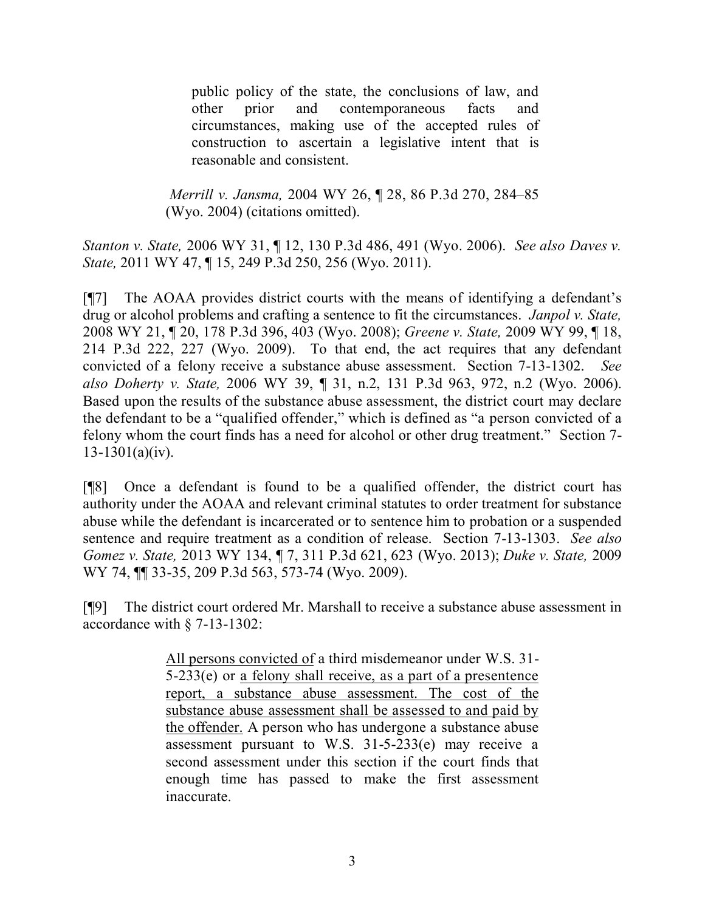> public policy of the state, the conclusions of law, and other prior and contemporaneous facts and circumstances, making use of the accepted rules of construction to ascertain a legislative intent that is reasonable and consistent.
>
> *Merrill v. Jansma,* 2004 WY 26, ¶ 28, 86 P.3d 270, 284–85 (Wyo. 2004) (citations omitted).

*Stanton v. State,* 2006 WY 31, ¶ 12, 130 P.3d 486, 491 (Wyo. 2006). *See also Daves v. State,* 2011 WY 47, ¶ 15, 249 P.3d 250, 256 (Wyo. 2011).

[¶7] The AOAA provides district courts with the means of identifying a defendant's drug or alcohol problems and crafting a sentence to fit the circumstances. *Janpol v. State,* 2008 WY 21, ¶ 20, 178 P.3d 396, 403 (Wyo. 2008); *Greene v. State,* 2009 WY 99, ¶ 18, 214 P.3d 222, 227 (Wyo. 2009). To that end, the act requires that any defendant convicted of a felony receive a substance abuse assessment. Section 7-13-1302. *See also Doherty v. State,* 2006 WY 39, ¶ 31, n.2, 131 P.3d 963, 972, n.2 (Wyo. 2006). Based upon the results of the substance abuse assessment, the district court may declare the defendant to be a "qualified offender," which is defined as "a person convicted of a felony whom the court finds has a need for alcohol or other drug treatment." Section 7-13-1301(a)(iv).

[¶8] Once a defendant is found to be a qualified offender, the district court has authority under the AOAA and relevant criminal statutes to order treatment for substance abuse while the defendant is incarcerated or to sentence him to probation or a suspended sentence and require treatment as a condition of release. Section 7-13-1303. *See also Gomez v. State,* 2013 WY 134, ¶ 7, 311 P.3d 621, 623 (Wyo. 2013); *Duke v. State,* 2009 WY 74, ¶¶ 33-35, 209 P.3d 563, 573-74 (Wyo. 2009).

[¶9] The district court ordered Mr. Marshall to receive a substance abuse assessment in accordance with § 7-13-1302:

> <u>All persons convicted of</u> a third misdemeanor under W.S. 31-5-233(e) or <u>a felony shall receive, as a part of a presentence report, a substance abuse assessment. The cost of the substance abuse assessment shall be assessed to and paid by the offender.</u> A person who has undergone a substance abuse assessment pursuant to W.S. 31-5-233(e) may receive a second assessment under this section if the court finds that enough time has passed to make the first assessment inaccurate.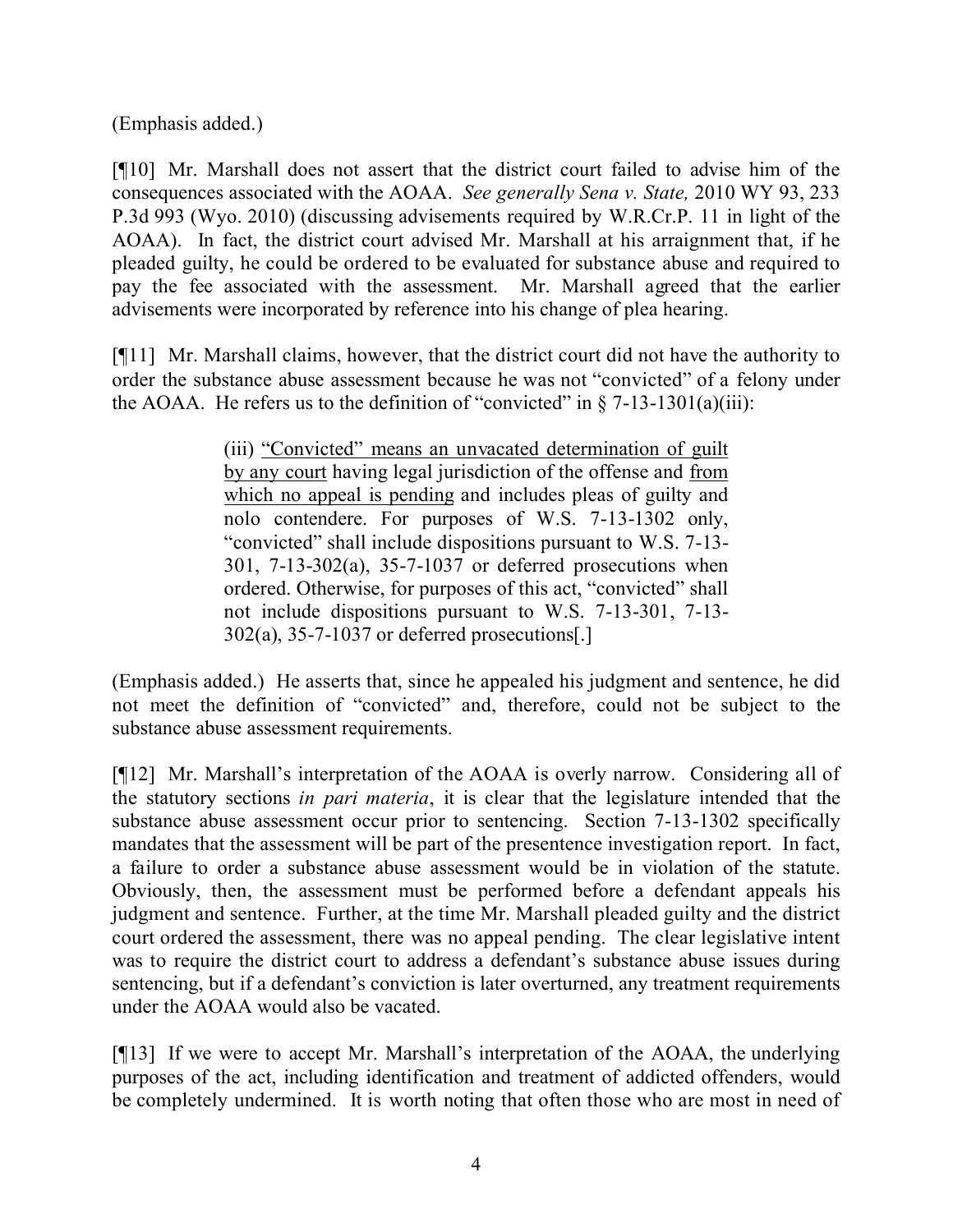(Emphasis added.)

[¶10] Mr. Marshall does not assert that the district court failed to advise him of the consequences associated with the AOAA. *See generally Sena v. State,* 2010 WY 93, 233 P.3d 993 (Wyo. 2010) (discussing advisements required by W.R.Cr.P. 11 in light of the AOAA). In fact, the district court advised Mr. Marshall at his arraignment that, if he pleaded guilty, he could be ordered to be evaluated for substance abuse and required to pay the fee associated with the assessment. Mr. Marshall agreed that the earlier advisements were incorporated by reference into his change of plea hearing.

[¶11] Mr. Marshall claims, however, that the district court did not have the authority to order the substance abuse assessment because he was not "convicted" of a felony under the AOAA. He refers us to the definition of "convicted" in § 7-13-1301(a)(iii):

> (iii) <u>"Convicted" means an unvacated determination of guilt by any court</u> having legal jurisdiction of the offense and <u>from which no appeal is pending</u> and includes pleas of guilty and nolo contendere. For purposes of W.S. 7-13-1302 only, "convicted" shall include dispositions pursuant to W.S. 7-13-301, 7-13-302(a), 35-7-1037 or deferred prosecutions when ordered. Otherwise, for purposes of this act, "convicted" shall not include dispositions pursuant to W.S. 7-13-301, 7-13-302(a), 35-7-1037 or deferred prosecutions[.]

(Emphasis added.) He asserts that, since he appealed his judgment and sentence, he did not meet the definition of "convicted" and, therefore, could not be subject to the substance abuse assessment requirements.

[¶12] Mr. Marshall's interpretation of the AOAA is overly narrow. Considering all of the statutory sections *in pari materia*, it is clear that the legislature intended that the substance abuse assessment occur prior to sentencing. Section 7-13-1302 specifically mandates that the assessment will be part of the presentence investigation report. In fact, a failure to order a substance abuse assessment would be in violation of the statute. Obviously, then, the assessment must be performed before a defendant appeals his judgment and sentence. Further, at the time Mr. Marshall pleaded guilty and the district court ordered the assessment, there was no appeal pending. The clear legislative intent was to require the district court to address a defendant's substance abuse issues during sentencing, but if a defendant's conviction is later overturned, any treatment requirements under the AOAA would also be vacated.

[¶13] If we were to accept Mr. Marshall's interpretation of the AOAA, the underlying purposes of the act, including identification and treatment of addicted offenders, would be completely undermined. It is worth noting that often those who are most in need of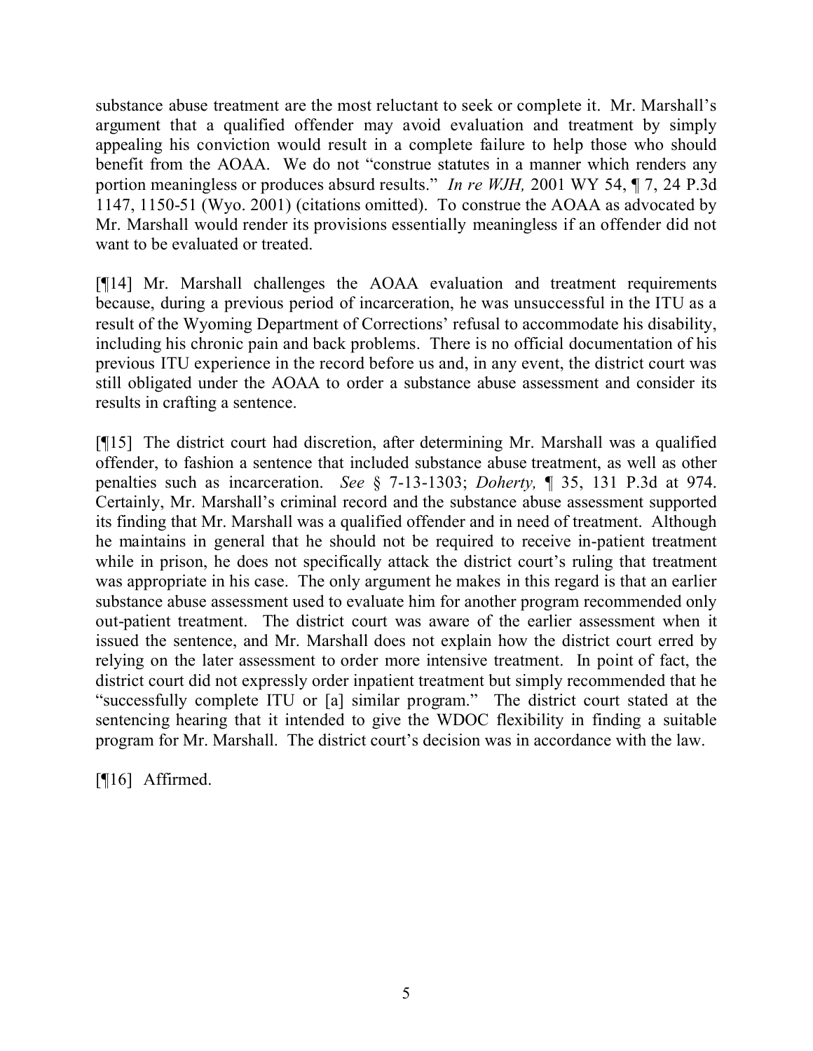substance abuse treatment are the most reluctant to seek or complete it. Mr. Marshall's argument that a qualified offender may avoid evaluation and treatment by simply appealing his conviction would result in a complete failure to help those who should benefit from the AOAA. We do not "construe statutes in a manner which renders any portion meaningless or produces absurd results." *In re WJH,* 2001 WY 54, ¶ 7, 24 P.3d 1147, 1150-51 (Wyo. 2001) (citations omitted). To construe the AOAA as advocated by Mr. Marshall would render its provisions essentially meaningless if an offender did not want to be evaluated or treated.

[¶14] Mr. Marshall challenges the AOAA evaluation and treatment requirements because, during a previous period of incarceration, he was unsuccessful in the ITU as a result of the Wyoming Department of Corrections' refusal to accommodate his disability, including his chronic pain and back problems. There is no official documentation of his previous ITU experience in the record before us and, in any event, the district court was still obligated under the AOAA to order a substance abuse assessment and consider its results in crafting a sentence.

[¶15] The district court had discretion, after determining Mr. Marshall was a qualified offender, to fashion a sentence that included substance abuse treatment, as well as other penalties such as incarceration. *See* § 7-13-1303; *Doherty,* ¶ 35, 131 P.3d at 974. Certainly, Mr. Marshall's criminal record and the substance abuse assessment supported its finding that Mr. Marshall was a qualified offender and in need of treatment. Although he maintains in general that he should not be required to receive in-patient treatment while in prison, he does not specifically attack the district court's ruling that treatment was appropriate in his case. The only argument he makes in this regard is that an earlier substance abuse assessment used to evaluate him for another program recommended only out-patient treatment. The district court was aware of the earlier assessment when it issued the sentence, and Mr. Marshall does not explain how the district court erred by relying on the later assessment to order more intensive treatment. In point of fact, the district court did not expressly order inpatient treatment but simply recommended that he "successfully complete ITU or [a] similar program." The district court stated at the sentencing hearing that it intended to give the WDOC flexibility in finding a suitable program for Mr. Marshall. The district court's decision was in accordance with the law.

[¶16] Affirmed.